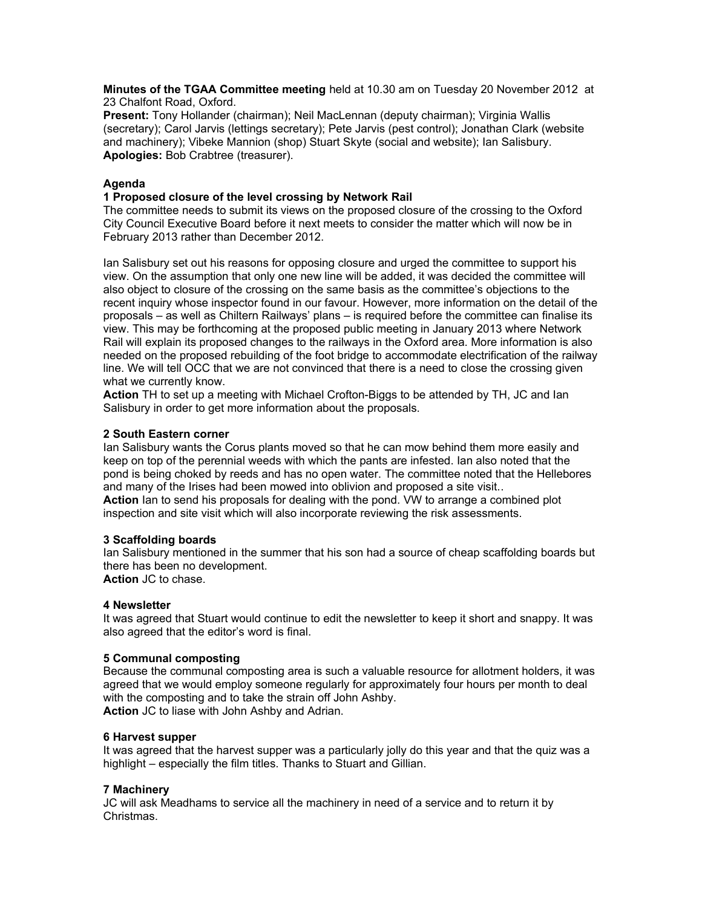**Minutes of the TGAA Committee meeting** held at 10.30 am on Tuesday 20 November 2012 at 23 Chalfont Road, Oxford.

**Present:** Tony Hollander (chairman); Neil MacLennan (deputy chairman); Virginia Wallis (secretary); Carol Jarvis (lettings secretary); Pete Jarvis (pest control); Jonathan Clark (website and machinery); Vibeke Mannion (shop) Stuart Skyte (social and website); Ian Salisbury.

**Apologies:** Bob Crabtree (treasurer).

**Agenda**

**1 Proposed closure of the level crossing by Network Rail**

The committee needs to submit its views on the proposed closure of the crossing to the Oxford City Council Executive Board before it next meets to consider the matter which will now be in February 2013 rather than December 2012.

Ian Salisbury set out his reasons for opposing closure and urged the committee to support his view. On the assumption that only one new line will be added, it was decided the committee will also object to closure of the crossing on the same basis as the committee's objections to the recent inquiry whose inspector found in our favour. However, more information on the detail of the proposals – as well as Chiltern Railways' plans – is required before the committee can finalise its view. This may be forthcoming at the proposed public meeting in January 2013 where Network Rail will explain its proposed changes to the railways in the Oxford area. More information is also needed on the proposed rebuilding of the foot bridge to accommodate electrification of the railway line. We will tell OCC that we are not convinced that there is a need to close the crossing given what we currently know.

**Action** TH to set up a meeting with Michael Crofton-Biggs to be attended by TH, JC and Ian Salisbury in order to get more information about the proposals.

**2 South Eastern corner**

Ian Salisbury wants the Corus plants moved so that he can mow behind them more easily and keep on top of the perennial weeds with which the pants are infested. Ian also noted that the pond is being choked by reeds and has no open water. The committee noted that the Hellebores and many of the Irises had been mowed into oblivion and proposed a site visit..

**Action** Ian to send his proposals for dealing with the pond. VW to arrange a combined plot inspection and site visit which will also incorporate reviewing the risk assessments.

**3 Scaffolding boards**

Ian Salisbury mentioned in the summer that his son had a source of cheap scaffolding boards but there has been no development.

**Action** JC to chase.

**4 Newsletter**

It was agreed that Stuart would continue to edit the newsletter to keep it short and snappy. It was also agreed that the editor's word is final.

**5 Communal composting**

Because the communal composting area is such a valuable resource for allotment holders, it was agreed that we would employ someone regularly for approximately four hours per month to deal with the composting and to take the strain off John Ashby.

**Action** JC to liase with John Ashby and Adrian.

**6 Harvest supper**

It was agreed that the harvest supper was a particularly jolly do this year and that the quiz was a highlight – especially the film titles. Thanks to Stuart and Gillian.

**7 Machinery**

JC will ask Meadhams to service all the machinery in need of a service and to return it by Christmas.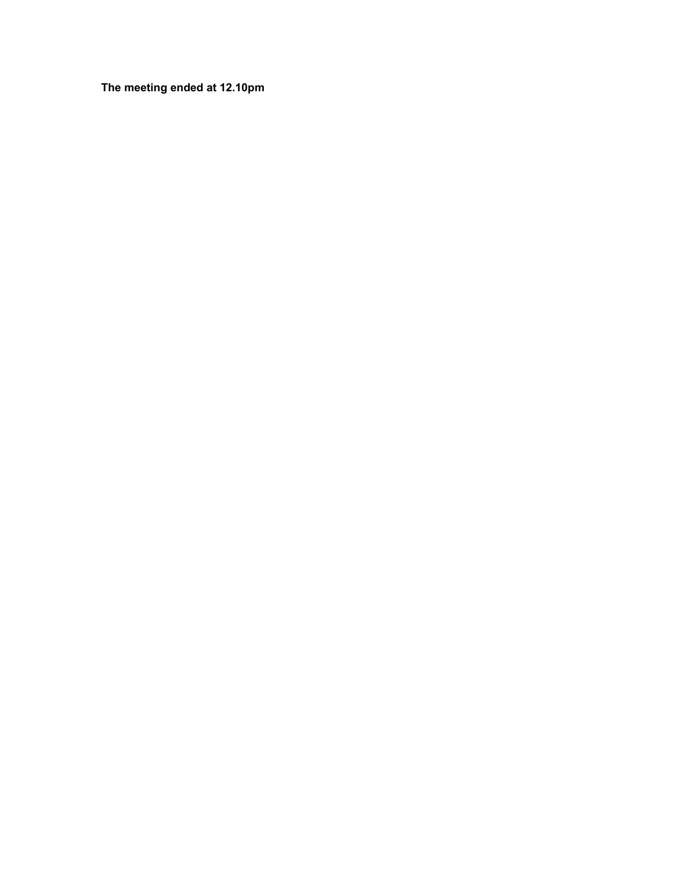**The meeting ended at 12.10pm**